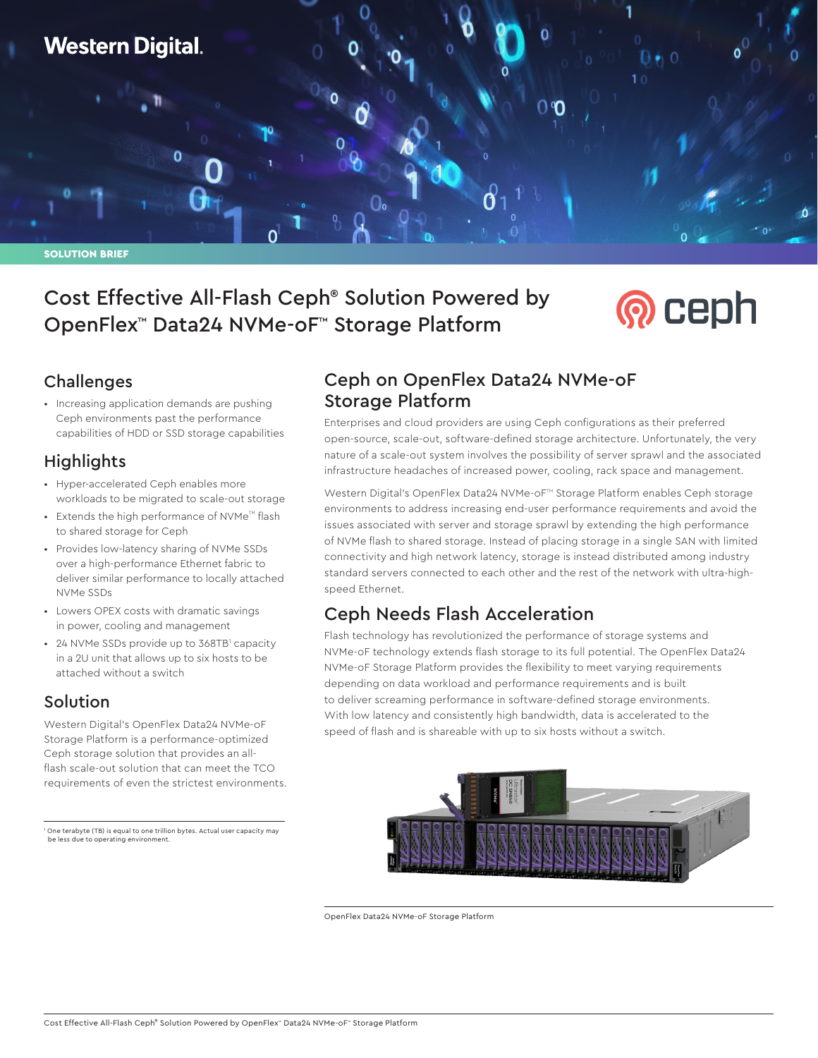Western Digital.

SOLUTION BRIEF

# Cost Effective All-Flash Ceph® Solution Powered by OpenFlex™ Data24 NVMe-oF™ Storage Platform

## Challenges

- Increasing application demands are pushing Ceph environments past the performance capabilities of HDD or SSD storage capabilities

## Highlights

- Hyper-accelerated Ceph enables more workloads to be migrated to scale-out storage
- Extends the high performance of NVMe™ flash to shared storage for Ceph
- Provides low-latency sharing of NVMe SSDs over a high-performance Ethernet fabric to deliver similar performance to locally attached NVMe SSDs
- Lowers OPEX costs with dramatic savings in power, cooling and management
- 24 NVMe SSDs provide up to 368TB[1] capacity in a 2U unit that allows up to six hosts to be attached without a switch

## Solution

Western Digital's OpenFlex Data24 NVMe-oF Storage Platform is a performance-optimized Ceph storage solution that provides an all-flash scale-out solution that can meet the TCO requirements of even the strictest environments.

[1] One terabyte (TB) is equal to one trillion bytes. Actual user capacity may be less due to operating environment.

## Ceph on OpenFlex Data24 NVMe-oF Storage Platform

Enterprises and cloud providers are using Ceph configurations as their preferred open-source, scale-out, software-defined storage architecture. Unfortunately, the very nature of a scale-out system involves the possibility of server sprawl and the associated infrastructure headaches of increased power, cooling, rack space and management.

Western Digital's OpenFlex Data24 NVMe-oF™ Storage Platform enables Ceph storage environments to address increasing end-user performance requirements and avoid the issues associated with server and storage sprawl by extending the high performance of NVMe flash to shared storage. Instead of placing storage in a single SAN with limited connectivity and high network latency, storage is instead distributed among industry standard servers connected to each other and the rest of the network with ultra-high-speed Ethernet.

## Ceph Needs Flash Acceleration

Flash technology has revolutionized the performance of storage systems and NVMe-oF technology extends flash storage to its full potential. The OpenFlex Data24 NVMe-oF Storage Platform provides the flexibility to meet varying requirements depending on data workload and performance requirements and is built to deliver screaming performance in software-defined storage environments. With low latency and consistently high bandwidth, data is accelerated to the speed of flash and is shareable with up to six hosts without a switch.

OpenFlex Data24 NVMe-oF Storage Platform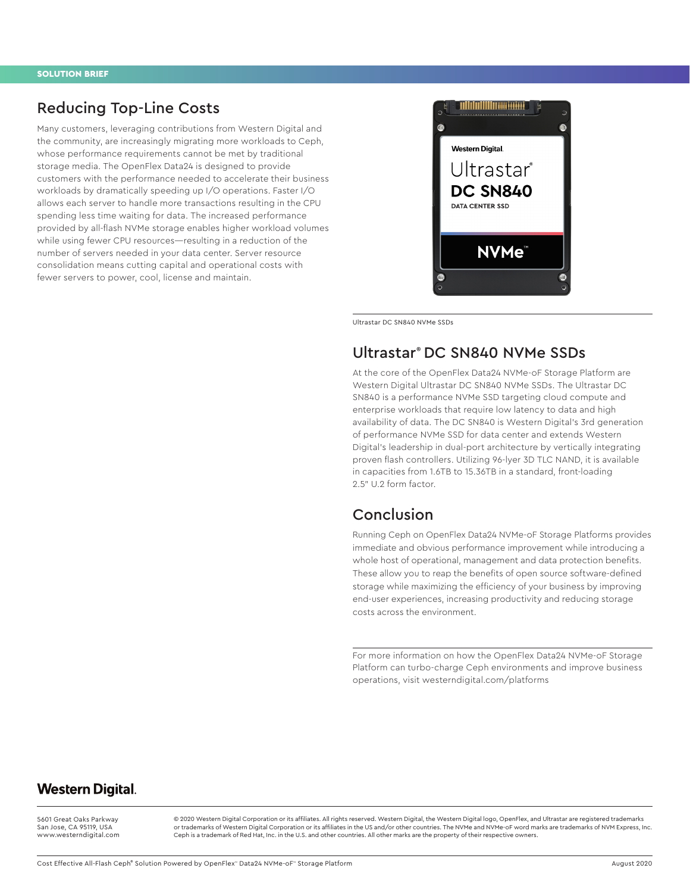## Reducing Top-Line Costs

Many customers, leveraging contributions from Western Digital and the community, are increasingly migrating more workloads to Ceph, whose performance requirements cannot be met by traditional storage media. The OpenFlex Data24 is designed to provide customers with the performance needed to accelerate their business workloads by dramatically speeding up I/O operations. Faster I/O allows each server to handle more transactions resulting in the CPU spending less time waiting for data. The increased performance provided by all-flash NVMe storage enables higher workload volumes while using fewer CPU resources—resulting in a reduction of the number of servers needed in your data center. Server resource consolidation means cutting capital and operational costs with fewer servers to power, cool, license and maintain.

Ultrastar DC SN840 NVMe SSDs

## Ultrastar® DC SN840 NVMe SSDs

At the core of the OpenFlex Data24 NVMe-oF Storage Platform are Western Digital Ultrastar DC SN840 NVMe SSDs. The Ultrastar DC SN840 is a performance NVMe SSD targeting cloud compute and enterprise workloads that require low latency to data and high availability of data. The DC SN840 is Western Digital's 3rd generation of performance NVMe SSD for data center and extends Western Digital's leadership in dual-port architecture by vertically integrating proven flash controllers. Utilizing 96-lyer 3D TLC NAND, it is available in capacities from 1.6TB to 15.36TB in a standard, front-loading 2.5" U.2 form factor.

## Conclusion

Running Ceph on OpenFlex Data24 NVMe-oF Storage Platforms provides immediate and obvious performance improvement while introducing a whole host of operational, management and data protection benefits. These allow you to reap the benefits of open source software-defined storage while maximizing the efficiency of your business by improving end-user experiences, increasing productivity and reducing storage costs across the environment.

For more information on how the OpenFlex Data24 NVMe-oF Storage Platform can turbo-charge Ceph environments and improve business operations, visit westerndigital.com/platforms

**Western Digital.**

5601 Great Oaks Parkway
San Jose, CA 95119, USA
www.westerndigital.com

© 2020 Western Digital Corporation or its affiliates. All rights reserved. Western Digital, the Western Digital logo, OpenFlex, and Ultrastar are registered trademarks or trademarks of Western Digital Corporation or its affiliates in the US and/or other countries. The NVMe and NVMe-oF word marks are trademarks of NVM Express, Inc. Ceph is a trademark of Red Hat, Inc. in the U.S. and other countries. All other marks are the property of their respective owners.